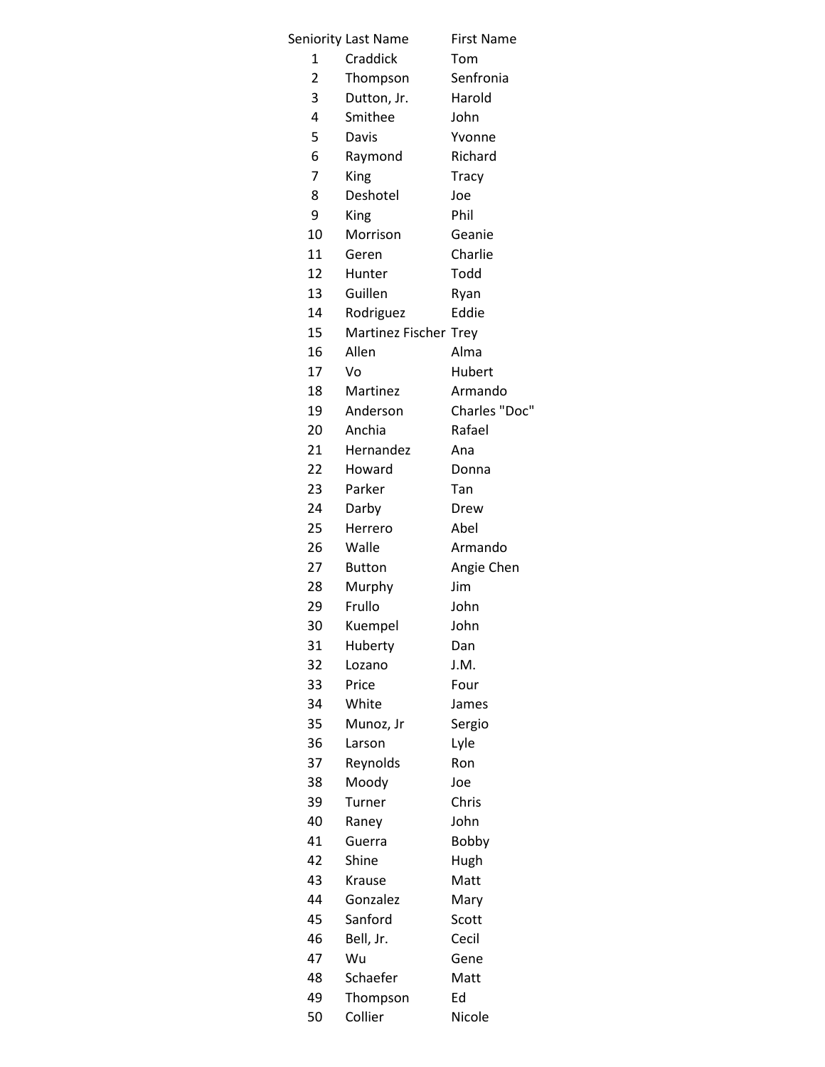| Seniority | Last Name | First Name |
|---|---|---|
| 1 | Craddick | Tom |
| 2 | Thompson | Senfronia |
| 3 | Dutton, Jr. | Harold |
| 4 | Smithee | John |
| 5 | Davis | Yvonne |
| 6 | Raymond | Richard |
| 7 | King | Tracy |
| 8 | Deshotel | Joe |
| 9 | King | Phil |
| 10 | Morrison | Geanie |
| 11 | Geren | Charlie |
| 12 | Hunter | Todd |
| 13 | Guillen | Ryan |
| 14 | Rodriguez | Eddie |
| 15 | Martinez Fischer | Trey |
| 16 | Allen | Alma |
| 17 | Vo | Hubert |
| 18 | Martinez | Armando |
| 19 | Anderson | Charles "Doc" |
| 20 | Anchia | Rafael |
| 21 | Hernandez | Ana |
| 22 | Howard | Donna |
| 23 | Parker | Tan |
| 24 | Darby | Drew |
| 25 | Herrero | Abel |
| 26 | Walle | Armando |
| 27 | Button | Angie Chen |
| 28 | Murphy | Jim |
| 29 | Frullo | John |
| 30 | Kuempel | John |
| 31 | Huberty | Dan |
| 32 | Lozano | J.M. |
| 33 | Price | Four |
| 34 | White | James |
| 35 | Munoz, Jr | Sergio |
| 36 | Larson | Lyle |
| 37 | Reynolds | Ron |
| 38 | Moody | Joe |
| 39 | Turner | Chris |
| 40 | Raney | John |
| 41 | Guerra | Bobby |
| 42 | Shine | Hugh |
| 43 | Krause | Matt |
| 44 | Gonzalez | Mary |
| 45 | Sanford | Scott |
| 46 | Bell, Jr. | Cecil |
| 47 | Wu | Gene |
| 48 | Schaefer | Matt |
| 49 | Thompson | Ed |
| 50 | Collier | Nicole |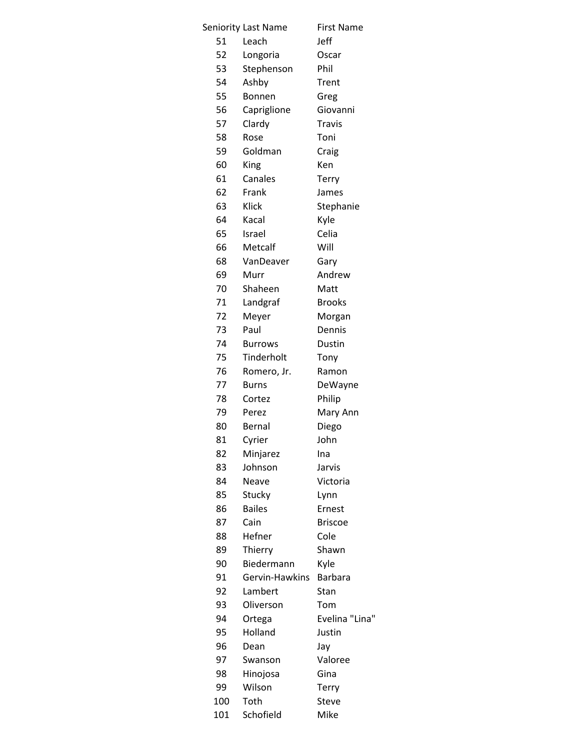| Seniority | Last Name | First Name |
|---|---|---|
| 51 | Leach | Jeff |
| 52 | Longoria | Oscar |
| 53 | Stephenson | Phil |
| 54 | Ashby | Trent |
| 55 | Bonnen | Greg |
| 56 | Capriglione | Giovanni |
| 57 | Clardy | Travis |
| 58 | Rose | Toni |
| 59 | Goldman | Craig |
| 60 | King | Ken |
| 61 | Canales | Terry |
| 62 | Frank | James |
| 63 | Klick | Stephanie |
| 64 | Kacal | Kyle |
| 65 | Israel | Celia |
| 66 | Metcalf | Will |
| 68 | VanDeaver | Gary |
| 69 | Murr | Andrew |
| 70 | Shaheen | Matt |
| 71 | Landgraf | Brooks |
| 72 | Meyer | Morgan |
| 73 | Paul | Dennis |
| 74 | Burrows | Dustin |
| 75 | Tinderholt | Tony |
| 76 | Romero, Jr. | Ramon |
| 77 | Burns | DeWayne |
| 78 | Cortez | Philip |
| 79 | Perez | Mary Ann |
| 80 | Bernal | Diego |
| 81 | Cyrier | John |
| 82 | Minjarez | Ina |
| 83 | Johnson | Jarvis |
| 84 | Neave | Victoria |
| 85 | Stucky | Lynn |
| 86 | Bailes | Ernest |
| 87 | Cain | Briscoe |
| 88 | Hefner | Cole |
| 89 | Thierry | Shawn |
| 90 | Biedermann | Kyle |
| 91 | Gervin-Hawkins | Barbara |
| 92 | Lambert | Stan |
| 93 | Oliverson | Tom |
| 94 | Ortega | Evelina "Lina" |
| 95 | Holland | Justin |
| 96 | Dean | Jay |
| 97 | Swanson | Valoree |
| 98 | Hinojosa | Gina |
| 99 | Wilson | Terry |
| 100 | Toth | Steve |
| 101 | Schofield | Mike |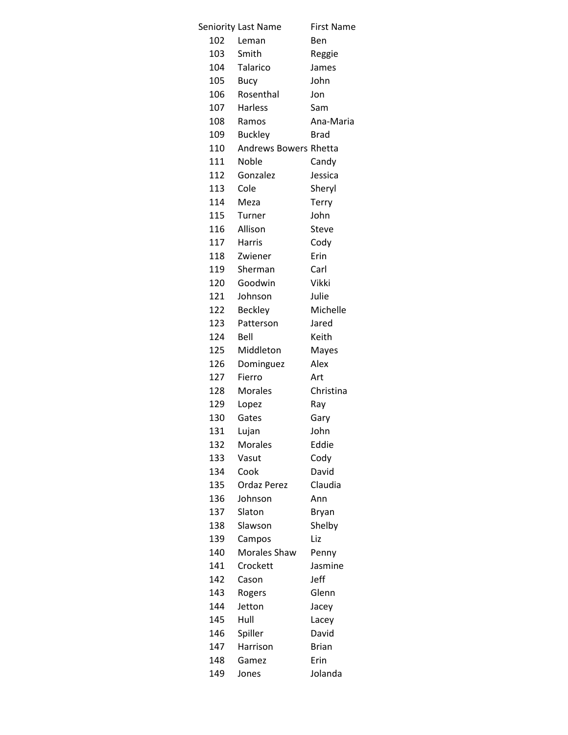| Seniority | Last Name | First Name |
|---|---|---|
| 102 | Leman | Ben |
| 103 | Smith | Reggie |
| 104 | Talarico | James |
| 105 | Bucy | John |
| 106 | Rosenthal | Jon |
| 107 | Harless | Sam |
| 108 | Ramos | Ana-Maria |
| 109 | Buckley | Brad |
| 110 | Andrews Bowers | Rhetta |
| 111 | Noble | Candy |
| 112 | Gonzalez | Jessica |
| 113 | Cole | Sheryl |
| 114 | Meza | Terry |
| 115 | Turner | John |
| 116 | Allison | Steve |
| 117 | Harris | Cody |
| 118 | Zwiener | Erin |
| 119 | Sherman | Carl |
| 120 | Goodwin | Vikki |
| 121 | Johnson | Julie |
| 122 | Beckley | Michelle |
| 123 | Patterson | Jared |
| 124 | Bell | Keith |
| 125 | Middleton | Mayes |
| 126 | Dominguez | Alex |
| 127 | Fierro | Art |
| 128 | Morales | Christina |
| 129 | Lopez | Ray |
| 130 | Gates | Gary |
| 131 | Lujan | John |
| 132 | Morales | Eddie |
| 133 | Vasut | Cody |
| 134 | Cook | David |
| 135 | Ordaz Perez | Claudia |
| 136 | Johnson | Ann |
| 137 | Slaton | Bryan |
| 138 | Slawson | Shelby |
| 139 | Campos | Liz |
| 140 | Morales Shaw | Penny |
| 141 | Crockett | Jasmine |
| 142 | Cason | Jeff |
| 143 | Rogers | Glenn |
| 144 | Jetton | Jacey |
| 145 | Hull | Lacey |
| 146 | Spiller | David |
| 147 | Harrison | Brian |
| 148 | Gamez | Erin |
| 149 | Jones | Jolanda |